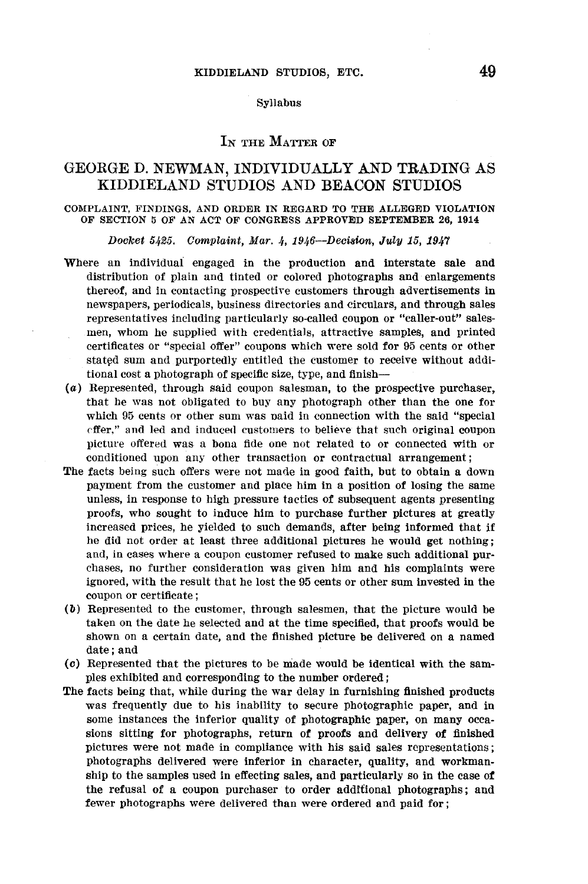Syllabus

# IN THE MATTER OF

## GEORGE D. NEWMAN, INDIVIDUALLY AND TRADING AS KIDDIELAND STUDIOS AND BEACON STUDIOS

COMPLAINT, FINDINGS, AND ORDER IN REGARD TO THE ALLEGED VIOLATION OF SECTION 5 OF AN ACT OF CONGRESS APPROVED SEPTEMBER 26, 1914

*Docket 5425. Complaint, Mar. 4, 1946—Decision, July 15, 1947*

Where an individual engaged in the production and interstate sale and distribution of plain and tinted or colored photographs and enlargements thereof, and in contacting prospective customers through advertisements in newspapers, periodicals, business directories and circulars, and through sales representatives including particularly so-called coupon or "caller-out" salesmen, whom he supplied with credentials, attractive samples, and printed certificates or "special offer" coupons which were sold for 95 cents or other stated sum and purportedly entitled the customer to receive without additional cost a photograph of specific size, type, and finish—

(*a*) Represented, through said coupon salesman, to the prospective purchaser, that he was not obligated to buy any photograph other than the one for which 95 cents or other sum was paid in connection with the said "special offer," and led and induced customers to believe that such original coupon picture offered was a bona fide one not related to or connected with or conditioned upon any other transaction or contractual arrangement;

The facts being such offers were not made in good faith, but to obtain a down payment from the customer and place him in a position of losing the same unless, in response to high pressure tactics of subsequent agents presenting proofs, who sought to induce him to purchase further pictures at greatly increased prices, he yielded to such demands, after being informed that if he did not order at least three additional pictures he would get nothing; and, in cases where a coupon customer refused to make such additional purchases, no further consideration was given him and his complaints were ignored, with the result that he lost the 95 cents or other sum invested in the coupon or certificate;

(*b*) Represented to the customer, through salesmen, that the picture would be taken on the date he selected and at the time specified, that proofs would be shown on a certain date, and the finished picture be delivered on a named date; and

(*c*) Represented that the pictures to be made would be identical with the samples exhibited and corresponding to the number ordered;

The facts being that, while during the war delay in furnishing finished products was frequently due to his inability to secure photographic paper, and in some instances the inferior quality of photographic paper, on many occasions sitting for photographs, return of proofs and delivery of finished pictures were not made in compliance with his said sales representations; photographs delivered were inferior in character, quality, and workmanship to the samples used in effecting sales, and particularly so in the case of the refusal of a coupon purchaser to order additional photographs; and fewer photographs were delivered than were ordered and paid for;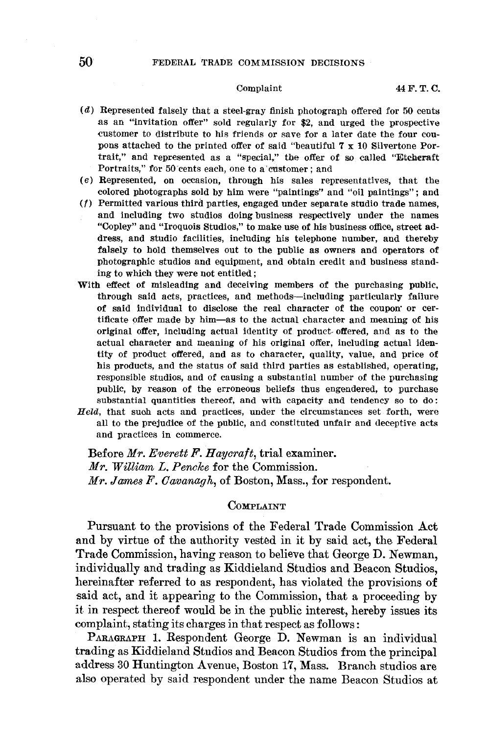(*d*) Represented falsely that a steel-gray finish photograph offered for 50 cents as an "invitation offer" sold regularly for $2, and urged the prospective customer to distribute to his friends or save for a later date the four coupons attached to the printed offer of said "beautiful 7 x 10 Silvertone Portrait," and represented as a "special," the offer of so called "Etchcraft Portraits," for 50 cents each, one to a customer; and

(*e*) Represented, on occasion, through his sales representatives, that the colored photographs sold by him were "paintings" and "oil paintings"; and

(*f*) Permitted various third parties, engaged under separate studio trade names, and including two studios doing business respectively under the names "Copley" and "Iroquois Studios," to make use of his business office, street address, and studio facilities, including his telephone number, and thereby falsely to hold themselves out to the public as owners and operators of photographic studios and equipment, and obtain credit and business standing to which they were not entitled;

With effect of misleading and deceiving members of the purchasing public, through said acts, practices, and methods—including particularly failure of said individual to disclose the real character of the coupon or certificate offer made by him—as to the actual character and meaning of his original offer, including actual identity of product offered, and as to the actual character and meaning of his original offer, including actual identity of product offered, and as to character, quality, value, and price of his products, and the status of said third parties as established, operating, responsible studios, and of causing a substantial number of the purchasing public, by reason of the erroneous beliefs thus engendered, to purchase substantial quantities thereof, and with capacity and tendency so to do:

*Held*, that such acts and practices, under the circumstances set forth, were all to the prejudice of the public, and constituted unfair and deceptive acts and practices in commerce.

Before *Mr. Everett F. Haycraft*, trial examiner.
*Mr. William L. Pencke* for the Commission.
*Mr. James F. Cavanagh*, of Boston, Mass., for respondent.

## Complaint

Pursuant to the provisions of the Federal Trade Commission Act and by virtue of the authority vested in it by said act, the Federal Trade Commission, having reason to believe that George D. Newman, individually and trading as Kiddieland Studios and Beacon Studios, hereinafter referred to as respondent, has violated the provisions of said act, and it appearing to the Commission, that a proceeding by it in respect thereof would be in the public interest, hereby issues its complaint, stating its charges in that respect as follows:

Paragraph 1. Respondent George D. Newman is an individual trading as Kiddieland Studios and Beacon Studios from the principal address 30 Huntington Avenue, Boston 17, Mass. Branch studios are also operated by said respondent under the name Beacon Studios at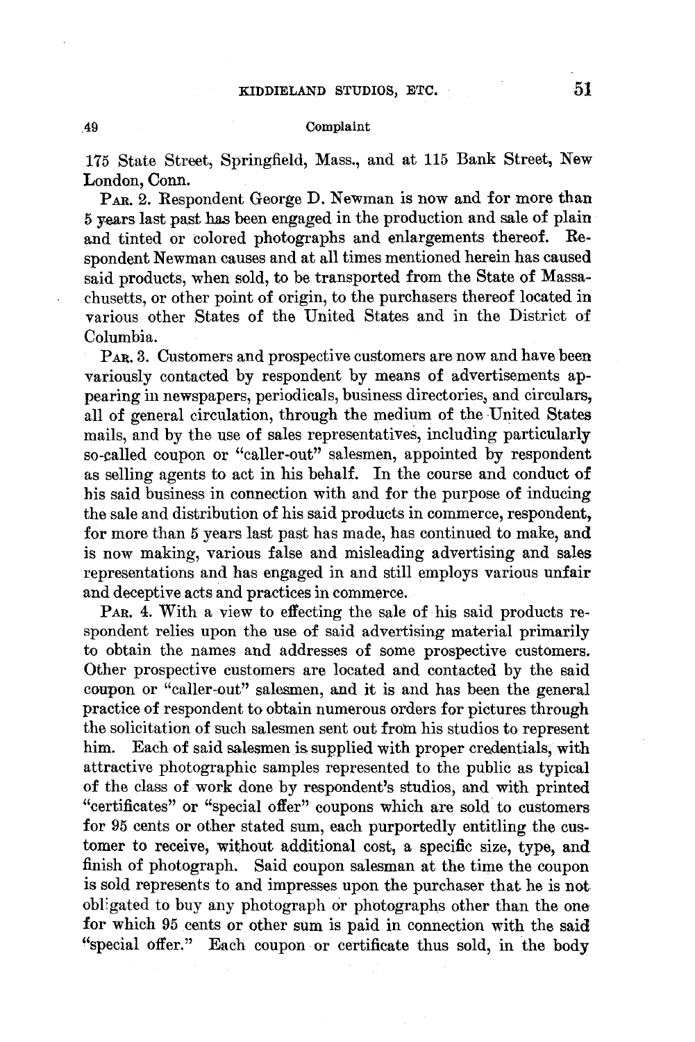175 State Street, Springfield, Mass., and at 115 Bank Street, New London, Conn.

PAR. 2. Respondent George D. Newman is now and for more than 5 years last past has been engaged in the production and sale of plain and tinted or colored photographs and enlargements thereof. Respondent Newman causes and at all times mentioned herein has caused said products, when sold, to be transported from the State of Massachusetts, or other point of origin, to the purchasers thereof located in various other States of the United States and in the District of Columbia.

PAR. 3. Customers and prospective customers are now and have been variously contacted by respondent by means of advertisements appearing in newspapers, periodicals, business directories, and circulars, all of general circulation, through the medium of the United States mails, and by the use of sales representatives, including particularly so-called coupon or "caller-out" salesmen, appointed by respondent as selling agents to act in his behalf. In the course and conduct of his said business in connection with and for the purpose of inducing the sale and distribution of his said products in commerce, respondent, for more than 5 years last past has made, has continued to make, and is now making, various false and misleading advertising and sales representations and has engaged in and still employs various unfair and deceptive acts and practices in commerce.

PAR. 4. With a view to effecting the sale of his said products respondent relies upon the use of said advertising material primarily to obtain the names and addresses of some prospective customers. Other prospective customers are located and contacted by the said coupon or "caller-out" salesmen, and it is and has been the general practice of respondent to obtain numerous orders for pictures through the solicitation of such salesmen sent out from his studios to represent him. Each of said salesmen is supplied with proper credentials, with attractive photographic samples represented to the public as typical of the class of work done by respondent's studios, and with printed "certificates" or "special offer" coupons which are sold to customers for 95 cents or other stated sum, each purportedly entitling the customer to receive, without additional cost, a specific size, type, and finish of photograph. Said coupon salesman at the time the coupon is sold represents to and impresses upon the purchaser that he is not obligated to buy any photograph or photographs other than the one for which 95 cents or other sum is paid in connection with the said "special offer." Each coupon or certificate thus sold, in the body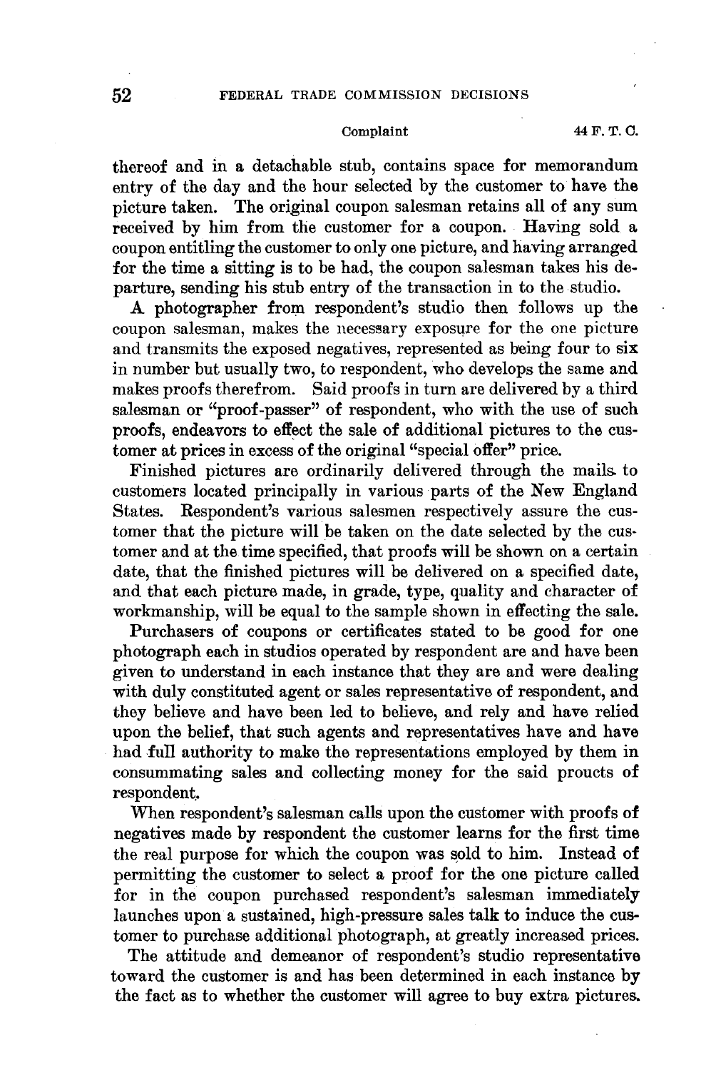thereof and in a detachable stub, contains space for memorandum entry of the day and the hour selected by the customer to have the picture taken. The original coupon salesman retains all of any sum received by him from the customer for a coupon. Having sold a coupon entitling the customer to only one picture, and having arranged for the time a sitting is to be had, the coupon salesman takes his departure, sending his stub entry of the transaction in to the studio.

A photographer from respondent's studio then follows up the coupon salesman, makes the necessary exposure for the one picture and transmits the exposed negatives, represented as being four to six in number but usually two, to respondent, who develops the same and makes proofs therefrom. Said proofs in turn are delivered by a third salesman or "proof-passer" of respondent, who with the use of such proofs, endeavors to effect the sale of additional pictures to the customer at prices in excess of the original "special offer" price.

Finished pictures are ordinarily delivered through the mails to customers located principally in various parts of the New England States. Respondent's various salesmen respectively assure the customer that the picture will be taken on the date selected by the customer and at the time specified, that proofs will be shown on a certain date, that the finished pictures will be delivered on a specified date, and that each picture made, in grade, type, quality and character of workmanship, will be equal to the sample shown in effecting the sale.

Purchasers of coupons or certificates stated to be good for one photograph each in studios operated by respondent are and have been given to understand in each instance that they are and were dealing with duly constituted agent or sales representative of respondent, and they believe and have been led to believe, and rely and have relied upon the belief, that such agents and representatives have and have had full authority to make the representations employed by them in consummating sales and collecting money for the said proucts of respondent.

When respondent's salesman calls upon the customer with proofs of negatives made by respondent the customer learns for the first time the real purpose for which the coupon was sold to him. Instead of permitting the customer to select a proof for the one picture called for in the coupon purchased respondent's salesman immediately launches upon a sustained, high-pressure sales talk to induce the customer to purchase additional photograph, at greatly increased prices.

The attitude and demeanor of respondent's studio representative toward the customer is and has been determined in each instance by the fact as to whether the customer will agree to buy extra pictures.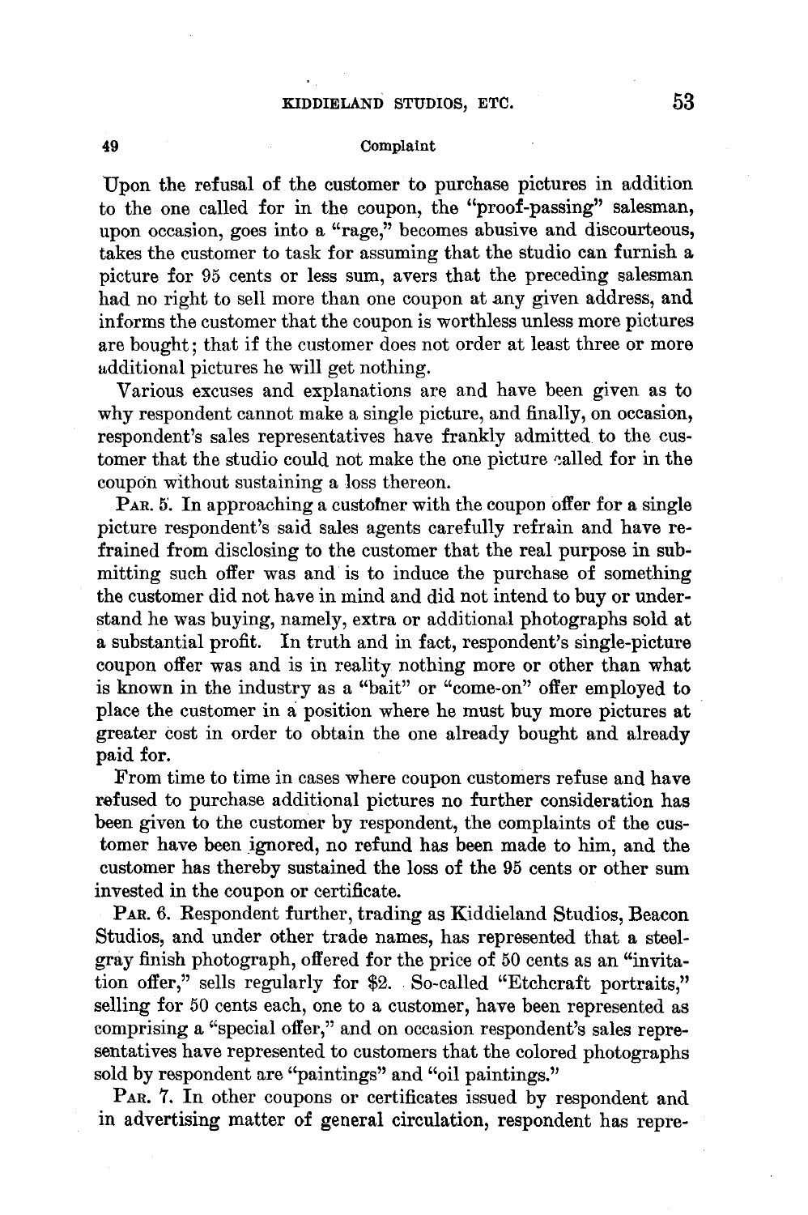Upon the refusal of the customer to purchase pictures in addition to the one called for in the coupon, the "proof-passing" salesman, upon occasion, goes into a "rage," becomes abusive and discourteous, takes the customer to task for assuming that the studio can furnish a picture for 95 cents or less sum, avers that the preceding salesman had no right to sell more than one coupon at any given address, and informs the customer that the coupon is worthless unless more pictures are bought; that if the customer does not order at least three or more additional pictures he will get nothing.

Various excuses and explanations are and have been given as to why respondent cannot make a single picture, and finally, on occasion, respondent's sales representatives have frankly admitted to the customer that the studio could not make the one picture called for in the coupon without sustaining a loss thereon.

PAR. 5. In approaching a customer with the coupon offer for a single picture respondent's said sales agents carefully refrain and have refrained from disclosing to the customer that the real purpose in submitting such offer was and is to induce the purchase of something the customer did not have in mind and did not intend to buy or understand he was buying, namely, extra or additional photographs sold at a substantial profit. In truth and in fact, respondent's single-picture coupon offer was and is in reality nothing more or other than what is known in the industry as a "bait" or "come-on" offer employed to place the customer in a position where he must buy more pictures at greater cost in order to obtain the one already bought and already paid for.

From time to time in cases where coupon customers refuse and have refused to purchase additional pictures no further consideration has been given to the customer by respondent, the complaints of the customer have been ignored, no refund has been made to him, and the customer has thereby sustained the loss of the 95 cents or other sum invested in the coupon or certificate.

PAR. 6. Respondent further, trading as Kiddieland Studios, Beacon Studios, and under other trade names, has represented that a steel-gray finish photograph, offered for the price of 50 cents as an "invitation offer," sells regularly for $2. So-called "Etchcraft portraits," selling for 50 cents each, one to a customer, have been represented as comprising a "special offer," and on occasion respondent's sales representatives have represented to customers that the colored photographs sold by respondent are "paintings" and "oil paintings."

PAR. 7. In other coupons or certificates issued by respondent and in advertising matter of general circulation, respondent has repre-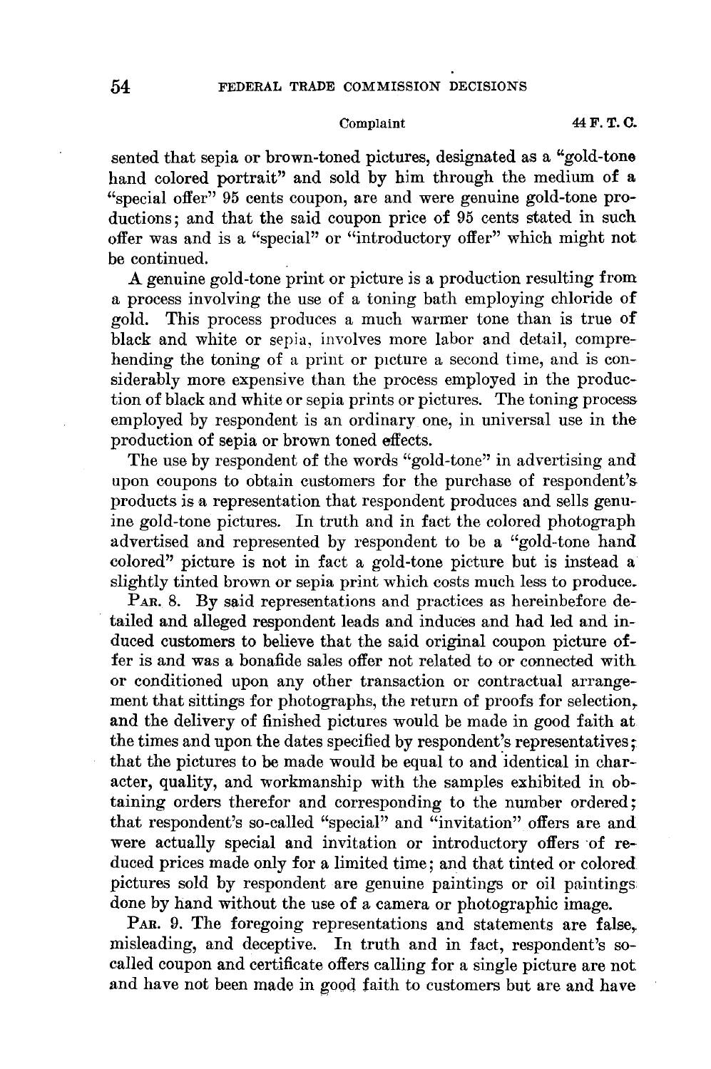sented that sepia or brown-toned pictures, designated as a "gold-tone hand colored portrait" and sold by him through the medium of a "special offer" 95 cents coupon, are and were genuine gold-tone productions; and that the said coupon price of 95 cents stated in such offer was and is a "special" or "introductory offer" which might not be continued.

A genuine gold-tone print or picture is a production resulting from a process involving the use of a toning bath employing chloride of gold. This process produces a much warmer tone than is true of black and white or sepia, involves more labor and detail, comprehending the toning of a print or picture a second time, and is considerably more expensive than the process employed in the production of black and white or sepia prints or pictures. The toning process employed by respondent is an ordinary one, in universal use in the production of sepia or brown toned effects.

The use by respondent of the words "gold-tone" in advertising and upon coupons to obtain customers for the purchase of respondent's products is a representation that respondent produces and sells genuine gold-tone pictures. In truth and in fact the colored photograph advertised and represented by respondent to be a "gold-tone hand colored" picture is not in fact a gold-tone picture but is instead a slightly tinted brown or sepia print which costs much less to produce.

PAR. 8. By said representations and practices as hereinbefore detailed and alleged respondent leads and induces and had led and induced customers to believe that the said original coupon picture offer is and was a bonafide sales offer not related to or connected with or conditioned upon any other transaction or contractual arrangement that sittings for photographs, the return of proofs for selection, and the delivery of finished pictures would be made in good faith at the times and upon the dates specified by respondent's representatives; that the pictures to be made would be equal to and identical in character, quality, and workmanship with the samples exhibited in obtaining orders therefor and corresponding to the number ordered; that respondent's so-called "special" and "invitation" offers are and were actually special and invitation or introductory offers of reduced prices made only for a limited time; and that tinted or colored pictures sold by respondent are genuine paintings or oil paintings done by hand without the use of a camera or photographic image.

PAR. 9. The foregoing representations and statements are false, misleading, and deceptive. In truth and in fact, respondent's so-called coupon and certificate offers calling for a single picture are not and have not been made in good faith to customers but are and have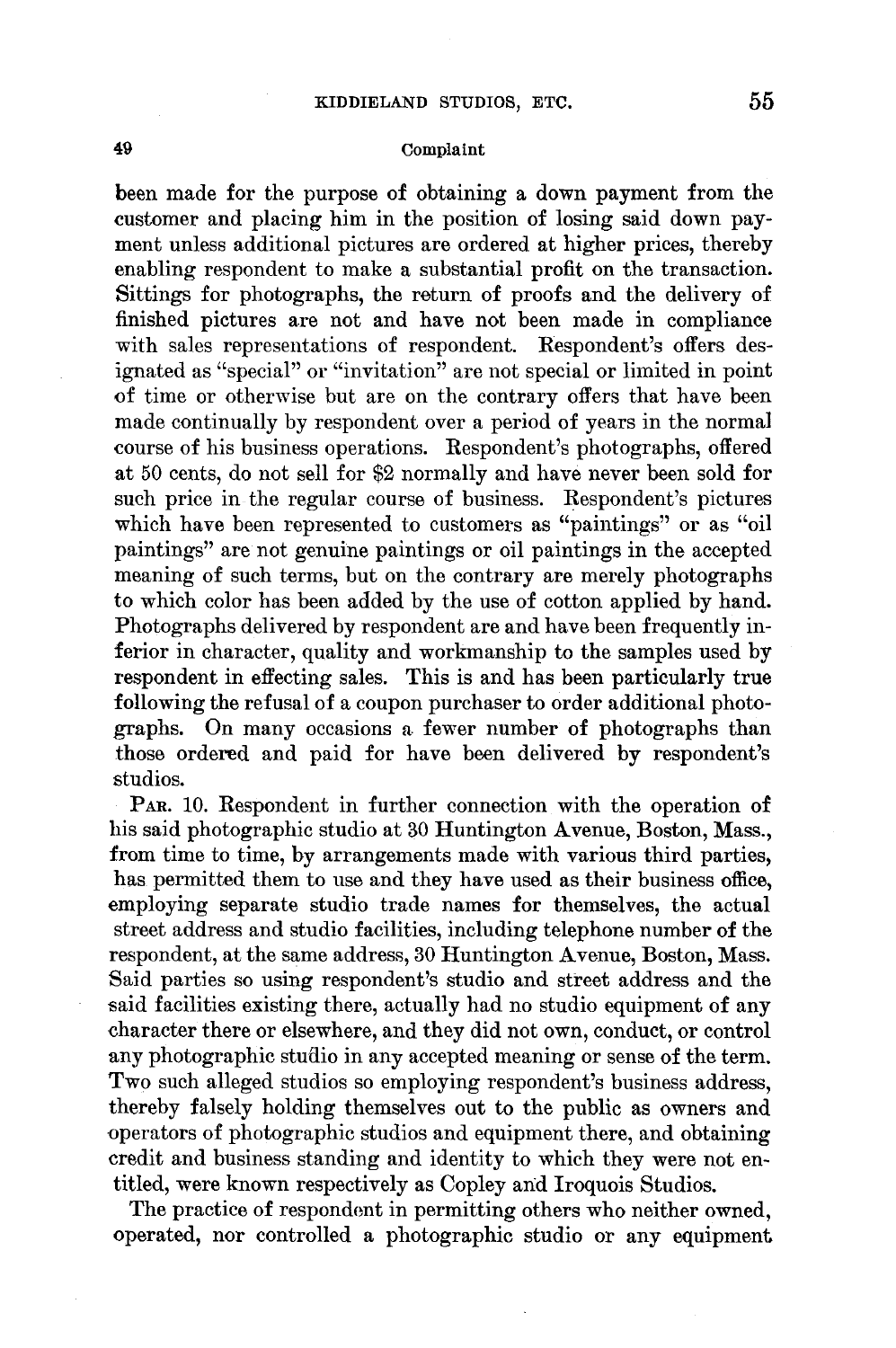been made for the purpose of obtaining a down payment from the customer and placing him in the position of losing said down payment unless additional pictures are ordered at higher prices, thereby enabling respondent to make a substantial profit on the transaction. Sittings for photographs, the return of proofs and the delivery of finished pictures are not and have not been made in compliance with sales representations of respondent. Respondent's offers designated as "special" or "invitation" are not special or limited in point of time or otherwise but are on the contrary offers that have been made continually by respondent over a period of years in the normal course of his business operations. Respondent's photographs, offered at 50 cents, do not sell for $2 normally and have never been sold for such price in the regular course of business. Respondent's pictures which have been represented to customers as "paintings" or as "oil paintings" are not genuine paintings or oil paintings in the accepted meaning of such terms, but on the contrary are merely photographs to which color has been added by the use of cotton applied by hand. Photographs delivered by respondent are and have been frequently inferior in character, quality and workmanship to the samples used by respondent in effecting sales. This is and has been particularly true following the refusal of a coupon purchaser to order additional photographs. On many occasions a fewer number of photographs than those ordered and paid for have been delivered by respondent's studios.

PAR. 10. Respondent in further connection with the operation of his said photographic studio at 30 Huntington Avenue, Boston, Mass., from time to time, by arrangements made with various third parties, has permitted them to use and they have used as their business office, employing separate studio trade names for themselves, the actual street address and studio facilities, including telephone number of the respondent, at the same address, 30 Huntington Avenue, Boston, Mass. Said parties so using respondent's studio and street address and the said facilities existing there, actually had no studio equipment of any character there or elsewhere, and they did not own, conduct, or control any photographic studio in any accepted meaning or sense of the term. Two such alleged studios so employing respondent's business address, thereby falsely holding themselves out to the public as owners and operators of photographic studios and equipment there, and obtaining credit and business standing and identity to which they were not entitled, were known respectively as Copley and Iroquois Studios.

The practice of respondent in permitting others who neither owned, operated, nor controlled a photographic studio or any equipment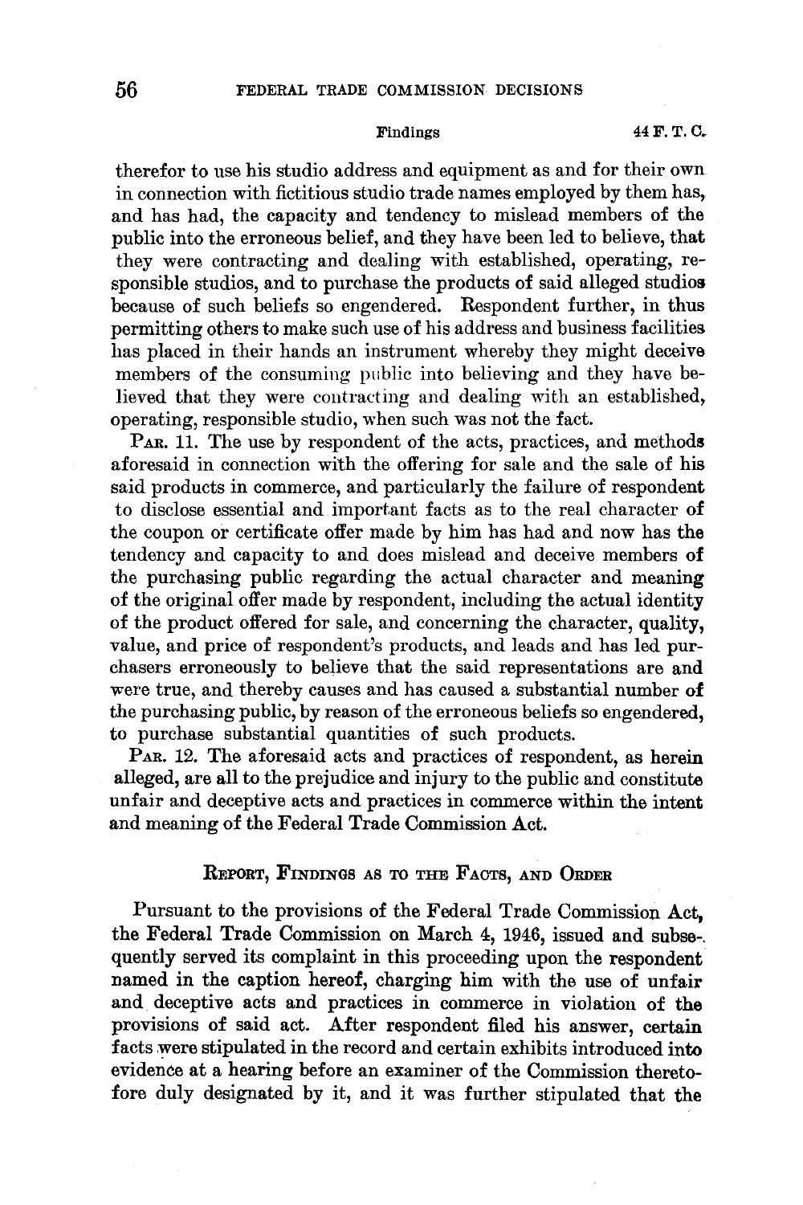therefor to use his studio address and equipment as and for their own in connection with fictitious studio trade names employed by them has, and has had, the capacity and tendency to mislead members of the public into the erroneous belief, and they have been led to believe, that they were contracting and dealing with established, operating, responsible studios, and to purchase the products of said alleged studios because of such beliefs so engendered. Respondent further, in thus permitting others to make such use of his address and business facilities has placed in their hands an instrument whereby they might deceive members of the consuming public into believing and they have believed that they were contracting and dealing with an established, operating, responsible studio, when such was not the fact.

PAR. 11. The use by respondent of the acts, practices, and methods aforesaid in connection with the offering for sale and the sale of his said products in commerce, and particularly the failure of respondent to disclose essential and important facts as to the real character of the coupon or certificate offer made by him has had and now has the tendency and capacity to and does mislead and deceive members of the purchasing public regarding the actual character and meaning of the original offer made by respondent, including the actual identity of the product offered for sale, and concerning the character, quality, value, and price of respondent's products, and leads and has led purchasers erroneously to believe that the said representations are and were true, and thereby causes and has caused a substantial number of the purchasing public, by reason of the erroneous beliefs so engendered, to purchase substantial quantities of such products.

PAR. 12. The aforesaid acts and practices of respondent, as herein alleged, are all to the prejudice and injury to the public and constitute unfair and deceptive acts and practices in commerce within the intent and meaning of the Federal Trade Commission Act.

## REPORT, FINDINGS AS TO THE FACTS, AND ORDER

Pursuant to the provisions of the Federal Trade Commission Act, the Federal Trade Commission on March 4, 1946, issued and subsequently served its complaint in this proceeding upon the respondent named in the caption hereof, charging him with the use of unfair and deceptive acts and practices in commerce in violation of the provisions of said act. After respondent filed his answer, certain facts were stipulated in the record and certain exhibits introduced into evidence at a hearing before an examiner of the Commission theretofore duly designated by it, and it was further stipulated that the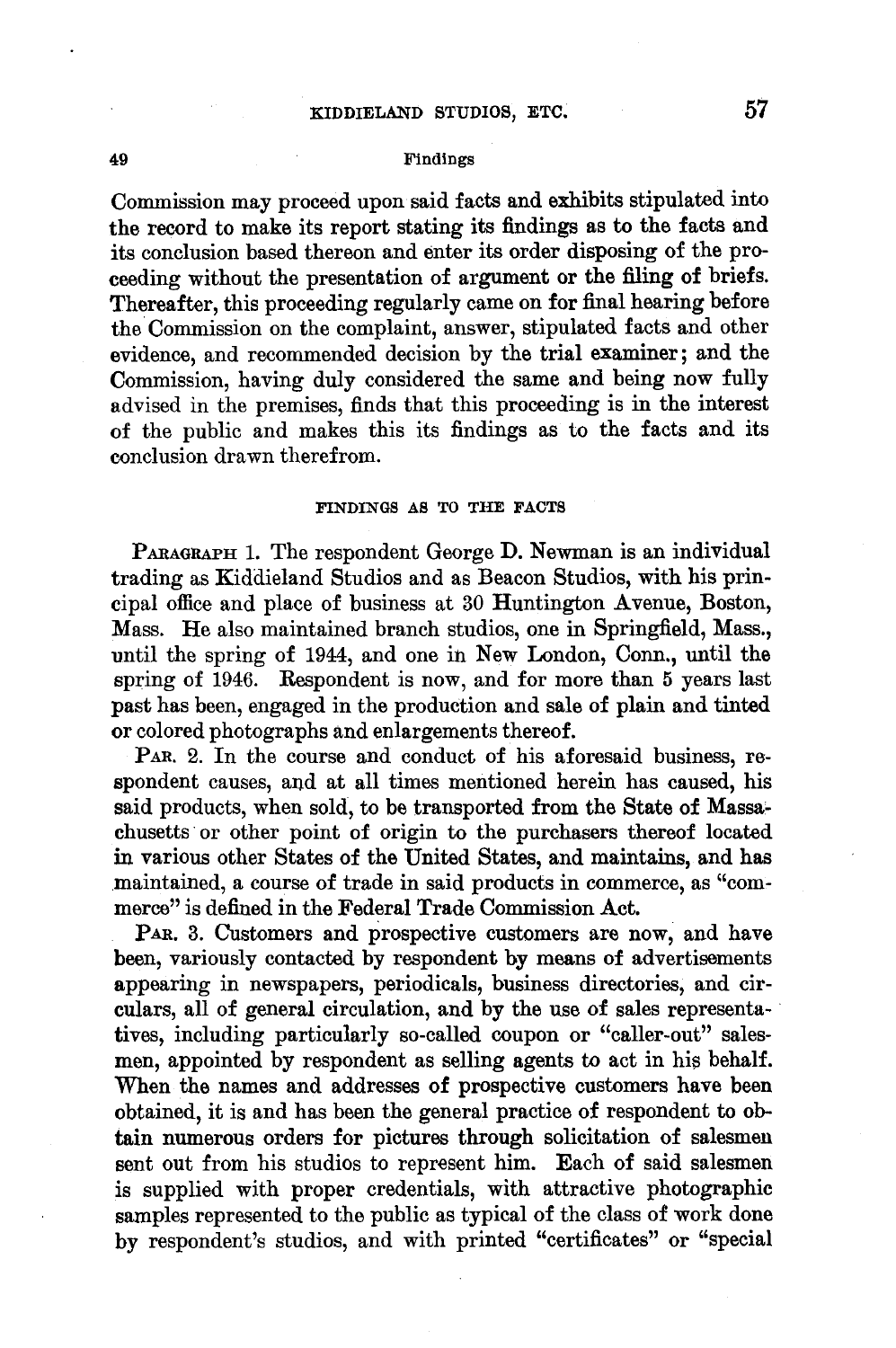Commission may proceed upon said facts and exhibits stipulated into the record to make its report stating its findings as to the facts and its conclusion based thereon and enter its order disposing of the proceeding without the presentation of argument or the filing of briefs. Thereafter, this proceeding regularly came on for final hearing before the Commission on the complaint, answer, stipulated facts and other evidence, and recommended decision by the trial examiner; and the Commission, having duly considered the same and being now fully advised in the premises, finds that this proceeding is in the interest of the public and makes this its findings as to the facts and its conclusion drawn therefrom.

## FINDINGS AS TO THE FACTS

PARAGRAPH 1. The respondent George D. Newman is an individual trading as Kiddieland Studios and as Beacon Studios, with his principal office and place of business at 30 Huntington Avenue, Boston, Mass. He also maintained branch studios, one in Springfield, Mass., until the spring of 1944, and one in New London, Conn., until the spring of 1946. Respondent is now, and for more than 5 years last past has been, engaged in the production and sale of plain and tinted or colored photographs and enlargements thereof.

PAR. 2. In the course and conduct of his aforesaid business, respondent causes, and at all times mentioned herein has caused, his said products, when sold, to be transported from the State of Massachusetts or other point of origin to the purchasers thereof located in various other States of the United States, and maintains, and has maintained, a course of trade in said products in commerce, as "commerce" is defined in the Federal Trade Commission Act.

PAR. 3. Customers and prospective customers are now, and have been, variously contacted by respondent by means of advertisements appearing in newspapers, periodicals, business directories, and circulars, all of general circulation, and by the use of sales representatives, including particularly so-called coupon or "caller-out" salesmen, appointed by respondent as selling agents to act in his behalf. When the names and addresses of prospective customers have been obtained, it is and has been the general practice of respondent to obtain numerous orders for pictures through solicitation of salesmen sent out from his studios to represent him. Each of said salesmen is supplied with proper credentials, with attractive photographic samples represented to the public as typical of the class of work done by respondent's studios, and with printed "certificates" or "special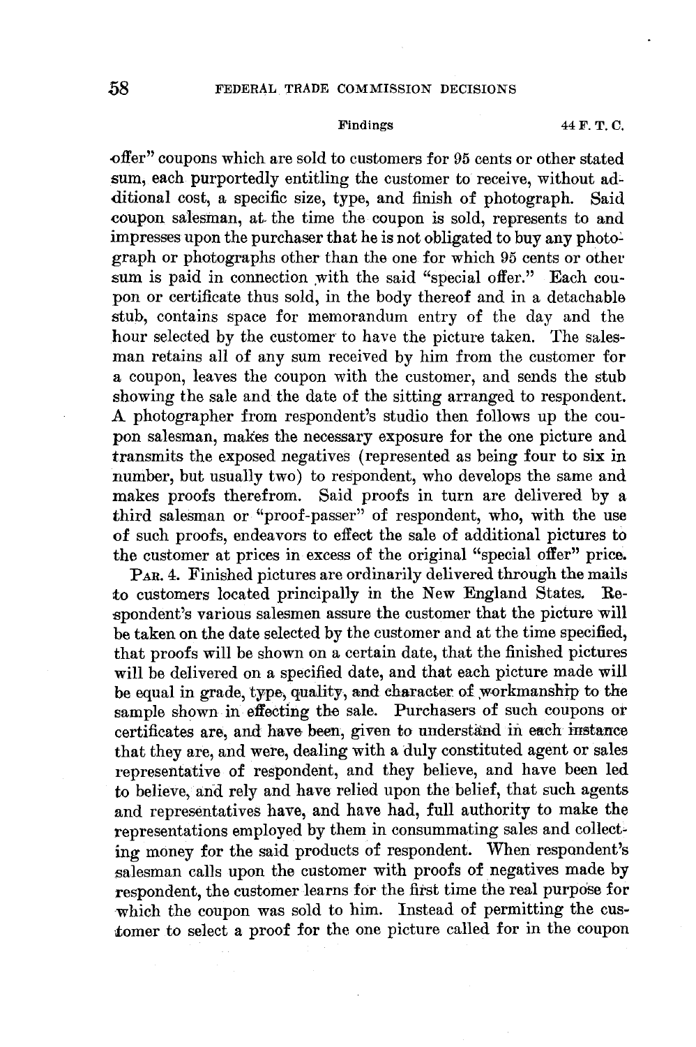"offer" coupons which are sold to customers for 95 cents or other stated sum, each purportedly entitling the customer to receive, without additional cost, a specific size, type, and finish of photograph. Said coupon salesman, at the time the coupon is sold, represents to and impresses upon the purchaser that he is not obligated to buy any photograph or photographs other than the one for which 95 cents or other sum is paid in connection with the said "special offer." Each coupon or certificate thus sold, in the body thereof and in a detachable stub, contains space for memorandum entry of the day and the hour selected by the customer to have the picture taken. The salesman retains all of any sum received by him from the customer for a coupon, leaves the coupon with the customer, and sends the stub showing the sale and the date of the sitting arranged to respondent. A photographer from respondent's studio then follows up the coupon salesman, makes the necessary exposure for the one picture and transmits the exposed negatives (represented as being four to six in number, but usually two) to respondent, who develops the same and makes proofs therefrom. Said proofs in turn are delivered by a third salesman or "proof-passer" of respondent, who, with the use of such proofs, endeavors to effect the sale of additional pictures to the customer at prices in excess of the original "special offer" price.

PAR. 4. Finished pictures are ordinarily delivered through the mails to customers located principally in the New England States. Respondent's various salesmen assure the customer that the picture will be taken on the date selected by the customer and at the time specified, that proofs will be shown on a certain date, that the finished pictures will be delivered on a specified date, and that each picture made will be equal in grade, type, quality, and character of workmanship to the sample shown in effecting the sale. Purchasers of such coupons or certificates are, and have been, given to understand in each instance that they are, and were, dealing with a duly constituted agent or sales representative of respondent, and they believe, and have been led to believe, and rely and have relied upon the belief, that such agents and representatives have, and have had, full authority to make the representations employed by them in consummating sales and collecting money for the said products of respondent. When respondent's salesman calls upon the customer with proofs of negatives made by respondent, the customer learns for the first time the real purpose for which the coupon was sold to him. Instead of permitting the customer to select a proof for the one picture called for in the coupon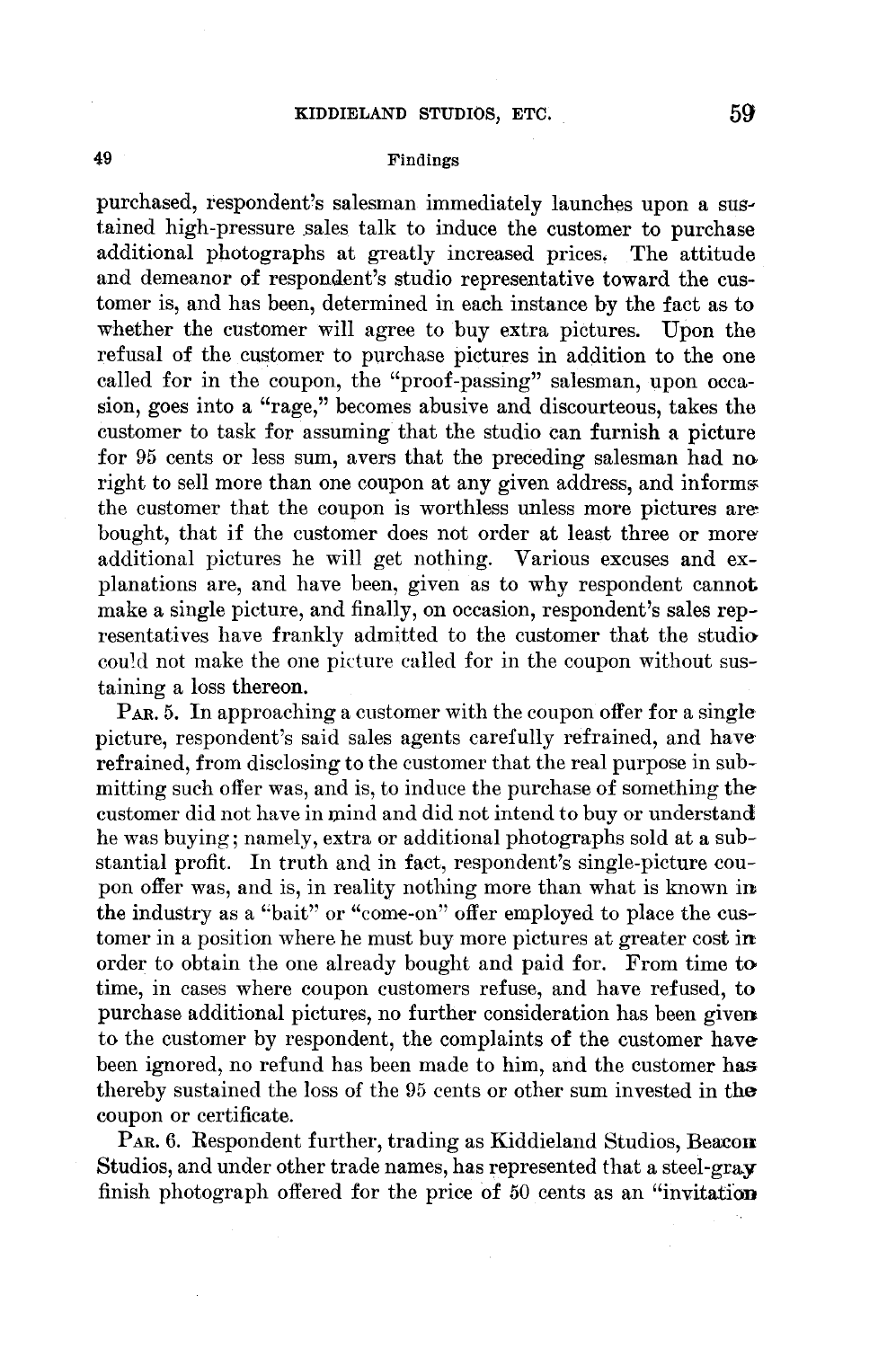purchased, respondent's salesman immediately launches upon a sustained high-pressure sales talk to induce the customer to purchase additional photographs at greatly increased prices. The attitude and demeanor of respondent's studio representative toward the customer is, and has been, determined in each instance by the fact as to whether the customer will agree to buy extra pictures. Upon the refusal of the customer to purchase pictures in addition to the one called for in the coupon, the "proof-passing" salesman, upon occasion, goes into a "rage," becomes abusive and discourteous, takes the customer to task for assuming that the studio can furnish a picture for 95 cents or less sum, avers that the preceding salesman had no right to sell more than one coupon at any given address, and informs the customer that the coupon is worthless unless more pictures are bought, that if the customer does not order at least three or more additional pictures he will get nothing. Various excuses and explanations are, and have been, given as to why respondent cannot make a single picture, and finally, on occasion, respondent's sales representatives have frankly admitted to the customer that the studio could not make the one picture called for in the coupon without sustaining a loss thereon.

PAR. 5. In approaching a customer with the coupon offer for a single picture, respondent's said sales agents carefully refrained, and have refrained, from disclosing to the customer that the real purpose in submitting such offer was, and is, to induce the purchase of something the customer did not have in mind and did not intend to buy or understand he was buying; namely, extra or additional photographs sold at a substantial profit. In truth and in fact, respondent's single-picture coupon offer was, and is, in reality nothing more than what is known in the industry as a "bait" or "come-on" offer employed to place the customer in a position where he must buy more pictures at greater cost in order to obtain the one already bought and paid for. From time to time, in cases where coupon customers refuse, and have refused, to purchase additional pictures, no further consideration has been given to the customer by respondent, the complaints of the customer have been ignored, no refund has been made to him, and the customer has thereby sustained the loss of the 95 cents or other sum invested in the coupon or certificate.

PAR. 6. Respondent further, trading as Kiddieland Studios, Beacon Studios, and under other trade names, has represented that a steel-gray finish photograph offered for the price of 50 cents as an "invitation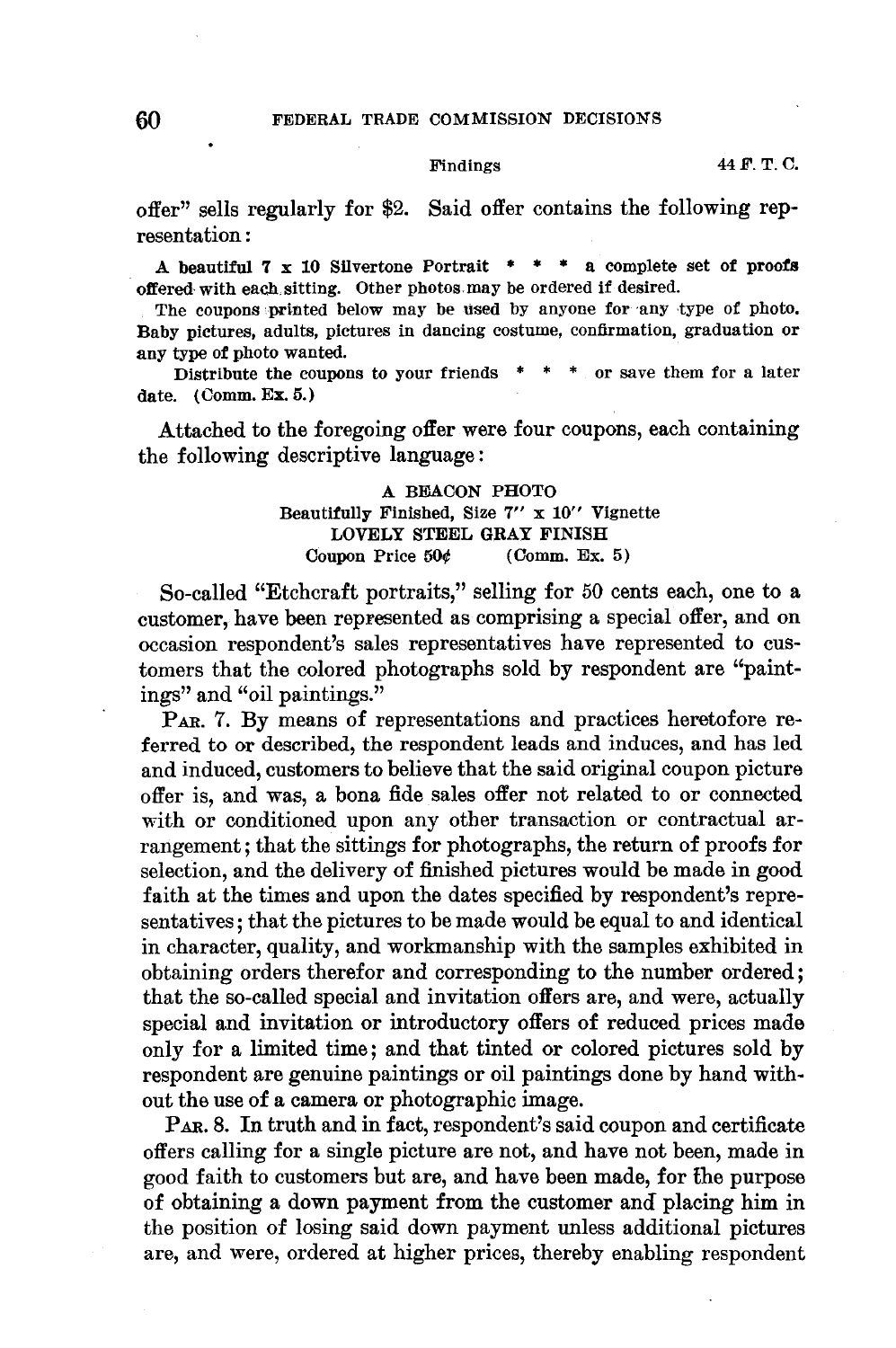offer" sells regularly for $2. Said offer contains the following representation:

> A beautiful 7 x 10 Silvertone Portrait * * * a complete set of proofs offered with each sitting. Other photos may be ordered if desired.
>
> The coupons printed below may be used by anyone for any type of photo. Baby pictures, adults, pictures in dancing costume, confirmation, graduation or any type of photo wanted.
>
> Distribute the coupons to your friends * * * or save them for a later date. (Comm. Ex. 5.)

Attached to the foregoing offer were four coupons, each containing the following descriptive language:

> A BEACON PHOTO
> Beautifully Finished, Size 7" x 10" Vignette
> LOVELY STEEL GRAY FINISH
> Coupon Price 50¢ (Comm. Ex. 5)

So-called "Etchcraft portraits," selling for 50 cents each, one to a customer, have been represented as comprising a special offer, and on occasion respondent's sales representatives have represented to customers that the colored photographs sold by respondent are "paintings" and "oil paintings."

PAR. 7. By means of representations and practices heretofore referred to or described, the respondent leads and induces, and has led and induced, customers to believe that the said original coupon picture offer is, and was, a bona fide sales offer not related to or connected with or conditioned upon any other transaction or contractual arrangement; that the sittings for photographs, the return of proofs for selection, and the delivery of finished pictures would be made in good faith at the times and upon the dates specified by respondent's representatives; that the pictures to be made would be equal to and identical in character, quality, and workmanship with the samples exhibited in obtaining orders therefor and corresponding to the number ordered; that the so-called special and invitation offers are, and were, actually special and invitation or introductory offers of reduced prices made only for a limited time; and that tinted or colored pictures sold by respondent are genuine paintings or oil paintings done by hand without the use of a camera or photographic image.

PAR. 8. In truth and in fact, respondent's said coupon and certificate offers calling for a single picture are not, and have not been, made in good faith to customers but are, and have been made, for the purpose of obtaining a down payment from the customer and placing him in the position of losing said down payment unless additional pictures are, and were, ordered at higher prices, thereby enabling respondent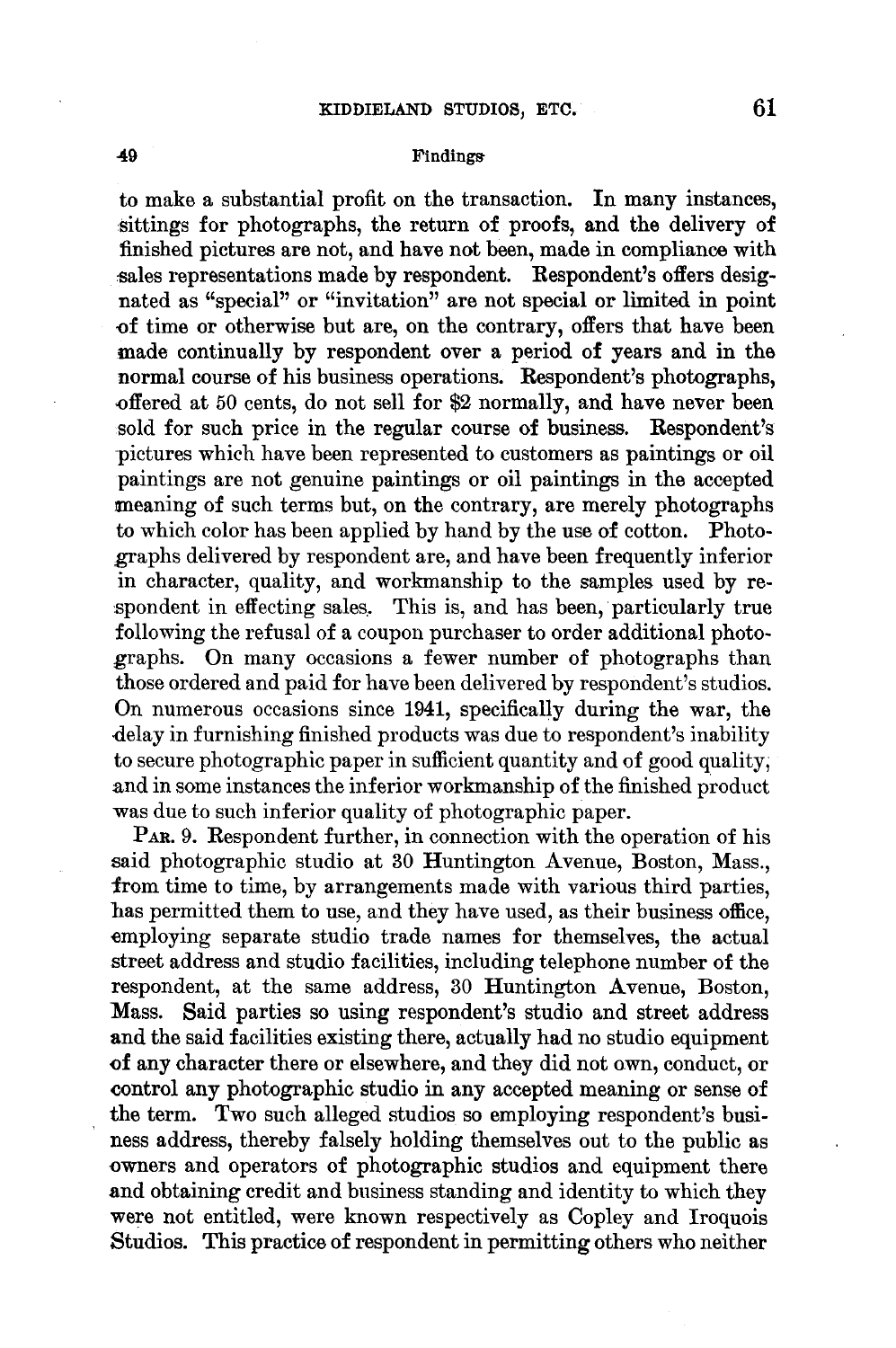to make a substantial profit on the transaction. In many instances, sittings for photographs, the return of proofs, and the delivery of finished pictures are not, and have not been, made in compliance with sales representations made by respondent. Respondent's offers designated as "special" or "invitation" are not special or limited in point of time or otherwise but are, on the contrary, offers that have been made continually by respondent over a period of years and in the normal course of his business operations. Respondent's photographs, offered at 50 cents, do not sell for $2 normally, and have never been sold for such price in the regular course of business. Respondent's pictures which have been represented to customers as paintings or oil paintings are not genuine paintings or oil paintings in the accepted meaning of such terms but, on the contrary, are merely photographs to which color has been applied by hand by the use of cotton. Photographs delivered by respondent are, and have been frequently inferior in character, quality, and workmanship to the samples used by respondent in effecting sales. This is, and has been, particularly true following the refusal of a coupon purchaser to order additional photographs. On many occasions a fewer number of photographs than those ordered and paid for have been delivered by respondent's studios. On numerous occasions since 1941, specifically during the war, the delay in furnishing finished products was due to respondent's inability to secure photographic paper in sufficient quantity and of good quality, and in some instances the inferior workmanship of the finished product was due to such inferior quality of photographic paper.

PAR. 9. Respondent further, in connection with the operation of his said photographic studio at 30 Huntington Avenue, Boston, Mass., from time to time, by arrangements made with various third parties, has permitted them to use, and they have used, as their business office, employing separate studio trade names for themselves, the actual street address and studio facilities, including telephone number of the respondent, at the same address, 30 Huntington Avenue, Boston, Mass. Said parties so using respondent's studio and street address and the said facilities existing there, actually had no studio equipment of any character there or elsewhere, and they did not own, conduct, or control any photographic studio in any accepted meaning or sense of the term. Two such alleged studios so employing respondent's business address, thereby falsely holding themselves out to the public as owners and operators of photographic studios and equipment there and obtaining credit and business standing and identity to which they were not entitled, were known respectively as Copley and Iroquois Studios. This practice of respondent in permitting others who neither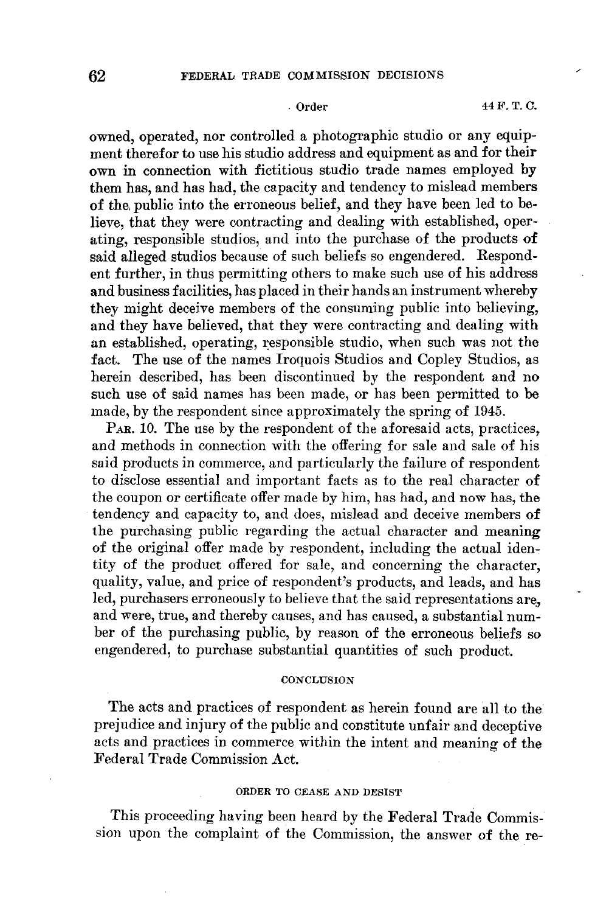owned, operated, nor controlled a photographic studio or any equipment therefor to use his studio address and equipment as and for their own in connection with fictitious studio trade names employed by them has, and has had, the capacity and tendency to mislead members of the public into the erroneous belief, and they have been led to believe, that they were contracting and dealing with established, operating, responsible studios, and into the purchase of the products of said alleged studios because of such beliefs so engendered. Respondent further, in thus permitting others to make such use of his address and business facilities, has placed in their hands an instrument whereby they might deceive members of the consuming public into believing, and they have believed, that they were contracting and dealing with an established, operating, responsible studio, when such was not the fact. The use of the names Iroquois Studios and Copley Studios, as herein described, has been discontinued by the respondent and no such use of said names has been made, or has been permitted to be made, by the respondent since approximately the spring of 1945.

PAR. 10. The use by the respondent of the aforesaid acts, practices, and methods in connection with the offering for sale and sale of his said products in commerce, and particularly the failure of respondent to disclose essential and important facts as to the real character of the coupon or certificate offer made by him, has had, and now has, the tendency and capacity to, and does, mislead and deceive members of the purchasing public regarding the actual character and meaning of the original offer made by respondent, including the actual identity of the product offered for sale, and concerning the character, quality, value, and price of respondent's products, and leads, and has led, purchasers erroneously to believe that the said representations are, and were, true, and thereby causes, and has caused, a substantial number of the purchasing public, by reason of the erroneous beliefs so engendered, to purchase substantial quantities of such product.

## CONCLUSION

The acts and practices of respondent as herein found are all to the prejudice and injury of the public and constitute unfair and deceptive acts and practices in commerce within the intent and meaning of the Federal Trade Commission Act.

## ORDER TO CEASE AND DESIST

This proceeding having been heard by the Federal Trade Commission upon the complaint of the Commission, the answer of the re-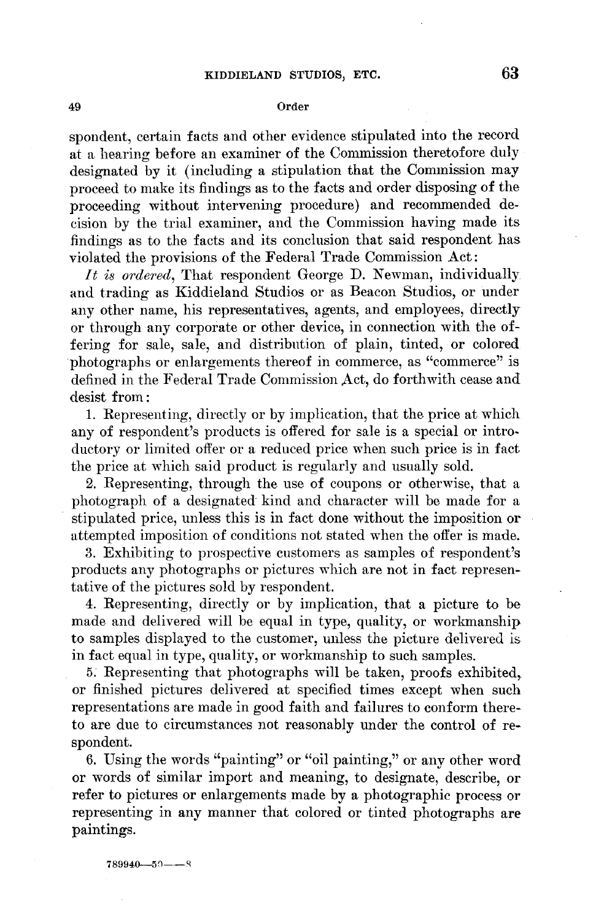spondent, certain facts and other evidence stipulated into the record at a hearing before an examiner of the Commission theretofore duly designated by it (including a stipulation that the Commission may proceed to make its findings as to the facts and order disposing of the proceeding without intervening procedure) and recommended decision by the trial examiner, and the Commission having made its findings as to the facts and its conclusion that said respondent has violated the provisions of the Federal Trade Commission Act:

*It is ordered*, That respondent George D. Newman, individually and trading as Kiddieland Studios or as Beacon Studios, or under any other name, his representatives, agents, and employees, directly or through any corporate or other device, in connection with the offering for sale, sale, and distribution of plain, tinted, or colored photographs or enlargements thereof in commerce, as "commerce" is defined in the Federal Trade Commission Act, do forthwith cease and desist from:

1. Representing, directly or by implication, that the price at which any of respondent's products is offered for sale is a special or introductory or limited offer or a reduced price when such price is in fact the price at which said product is regularly and usually sold.

2. Representing, through the use of coupons or otherwise, that a photograph of a designated kind and character will be made for a stipulated price, unless this is in fact done without the imposition or attempted imposition of conditions not stated when the offer is made.

3. Exhibiting to prospective customers as samples of respondent's products any photographs or pictures which are not in fact representative of the pictures sold by respondent.

4. Representing, directly or by implication, that a picture to be made and delivered will be equal in type, quality, or workmanship to samples displayed to the customer, unless the picture delivered is in fact equal in type, quality, or workmanship to such samples.

5. Representing that photographs will be taken, proofs exhibited, or finished pictures delivered at specified times except when such representations are made in good faith and failures to conform thereto are due to circumstances not reasonably under the control of respondent.

6. Using the words "painting" or "oil painting," or any other word or words of similar import and meaning, to designate, describe, or refer to pictures or enlargements made by a photographic process or representing in any manner that colored or tinted photographs are paintings.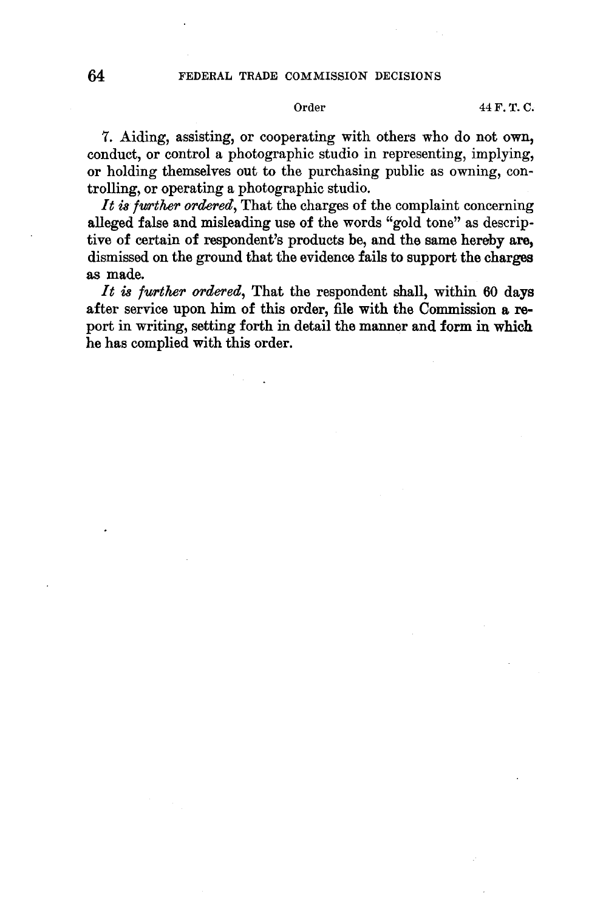7. Aiding, assisting, or cooperating with others who do not own, conduct, or control a photographic studio in representing, implying, or holding themselves out to the purchasing public as owning, controlling, or operating a photographic studio.

*It is further ordered*, That the charges of the complaint concerning alleged false and misleading use of the words "gold tone" as descriptive of certain of respondent's products be, and the same hereby are, dismissed on the ground that the evidence fails to support the charges as made.

*It is further ordered*, That the respondent shall, within 60 days after service upon him of this order, file with the Commission a report in writing, setting forth in detail the manner and form in which he has complied with this order.